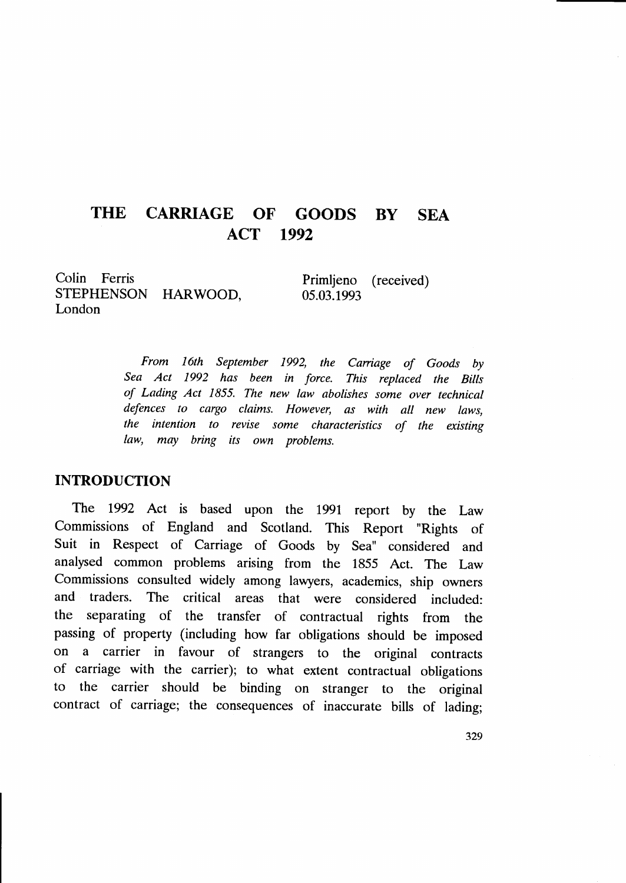# THE CARRIAGE OF GOODS BY SEA ACT 1992

Colin Ferris
STEPHENSON HARWOOD,
London

Primljeno (received)
05.03.1993

*From 16th September 1992, the Carriage of Goods by Sea Act 1992 has been in force. This replaced the Bills of Lading Act 1855. The new law abolishes some over technical defences to cargo claims. However, as with all new laws, the intention to revise some characteristics of the existing law, may bring its own problems.*

## INTRODUCTION

The 1992 Act is based upon the 1991 report by the Law Commissions of England and Scotland. This Report "Rights of Suit in Respect of Carriage of Goods by Sea" considered and analysed common problems arising from the 1855 Act. The Law Commissions consulted widely among lawyers, academics, ship owners and traders. The critical areas that were considered included: the separating of the transfer of contractual rights from the passing of property (including how far obligations should be imposed on a carrier in favour of strangers to the original contracts of carriage with the carrier); to what extent contractual obligations to the carrier should be binding on stranger to the original contract of carriage; the consequences of inaccurate bills of lading;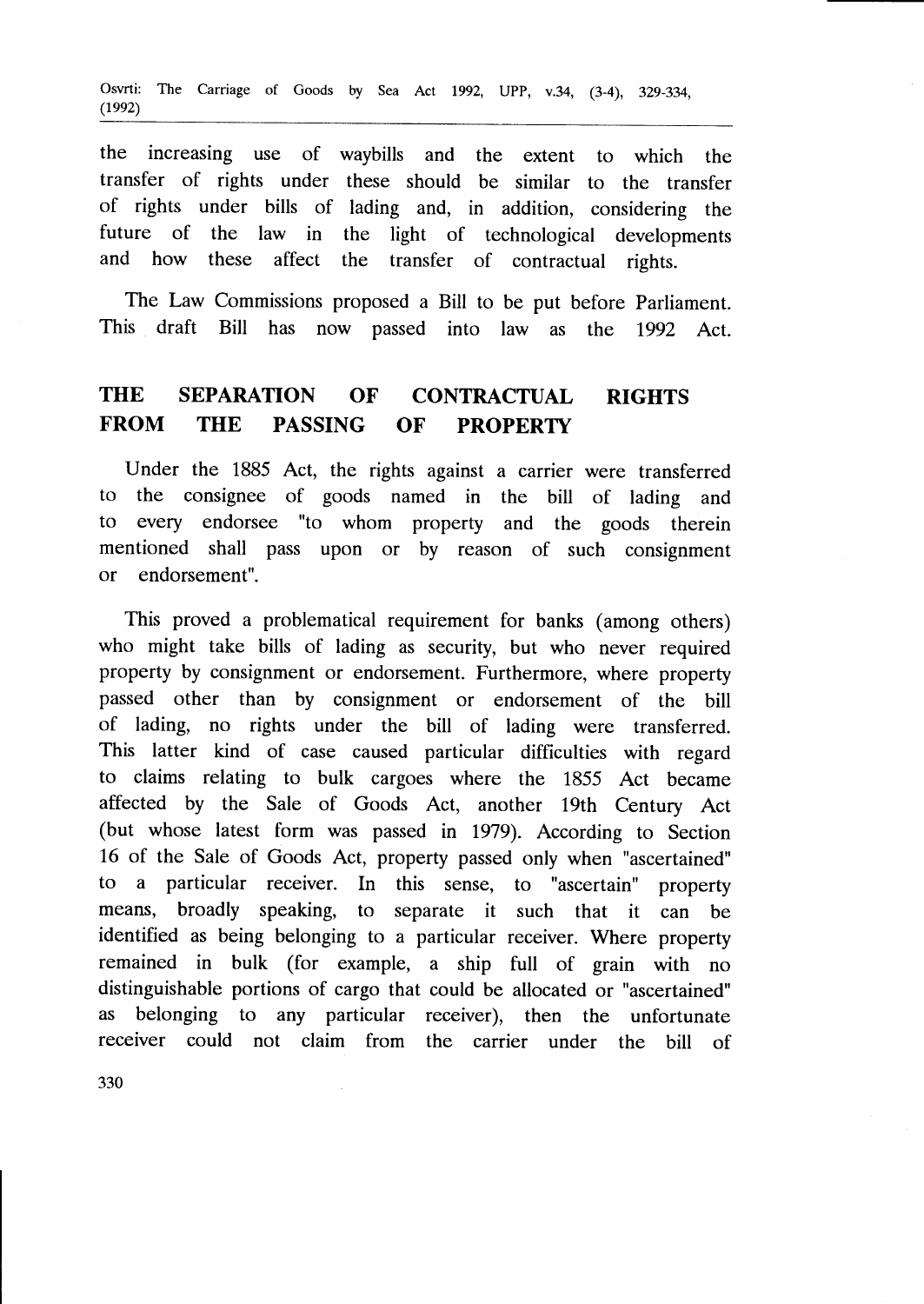the increasing use of waybills and the extent to which the transfer of rights under these should be similar to the transfer of rights under bills of lading and, in addition, considering the future of the law in the light of technological developments and how these affect the transfer of contractual rights.

The Law Commissions proposed a Bill to be put before Parliament. This draft Bill has now passed into law as the 1992 Act.

## THE SEPARATION OF CONTRACTUAL RIGHTS FROM THE PASSING OF PROPERTY

Under the 1885 Act, the rights against a carrier were transferred to the consignee of goods named in the bill of lading and to every endorsee "to whom property and the goods therein mentioned shall pass upon or by reason of such consignment or endorsement".

This proved a problematical requirement for banks (among others) who might take bills of lading as security, but who never required property by consignment or endorsement. Furthermore, where property passed other than by consignment or endorsement of the bill of lading, no rights under the bill of lading were transferred. This latter kind of case caused particular difficulties with regard to claims relating to bulk cargoes where the 1855 Act became affected by the Sale of Goods Act, another 19th Century Act (but whose latest form was passed in 1979). According to Section 16 of the Sale of Goods Act, property passed only when "ascertained" to a particular receiver. In this sense, to "ascertain" property means, broadly speaking, to separate it such that it can be identified as being belonging to a particular receiver. Where property remained in bulk (for example, a ship full of grain with no distinguishable portions of cargo that could be allocated or "ascertained" as belonging to any particular receiver), then the unfortunate receiver could not claim from the carrier under the bill of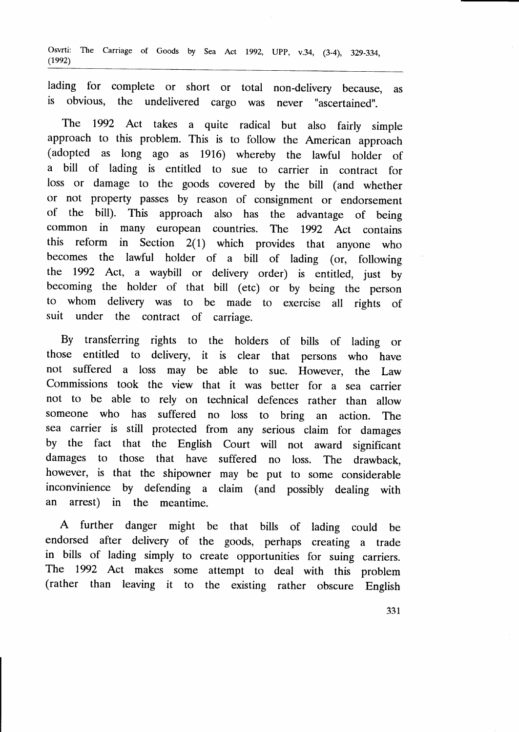lading for complete or short or total non-delivery because, as is obvious, the undelivered cargo was never "ascertained".

The 1992 Act takes a quite radical but also fairly simple approach to this problem. This is to follow the American approach (adopted as long ago as 1916) whereby the lawful holder of a bill of lading is entitled to sue to carrier in contract for loss or damage to the goods covered by the bill (and whether or not property passes by reason of consignment or endorsement of the bill). This approach also has the advantage of being common in many european countries. The 1992 Act contains this reform in Section 2(1) which provides that anyone who becomes the lawful holder of a bill of lading (or, following the 1992 Act, a waybill or delivery order) is entitled, just by becoming the holder of that bill (etc) or by being the person to whom delivery was to be made to exercise all rights of suit under the contract of carriage.

By transferring rights to the holders of bills of lading or those entitled to delivery, it is clear that persons who have not suffered a loss may be able to sue. However, the Law Commissions took the view that it was better for a sea carrier not to be able to rely on technical defences rather than allow someone who has suffered no loss to bring an action. The sea carrier is still protected from any serious claim for damages by the fact that the English Court will not award significant damages to those that have suffered no loss. The drawback, however, is that the shipowner may be put to some considerable inconvinience by defending a claim (and possibly dealing with an arrest) in the meantime.

A further danger might be that bills of lading could be endorsed after delivery of the goods, perhaps creating a trade in bills of lading simply to create opportunities for suing carriers. The 1992 Act makes some attempt to deal with this problem (rather than leaving it to the existing rather obscure English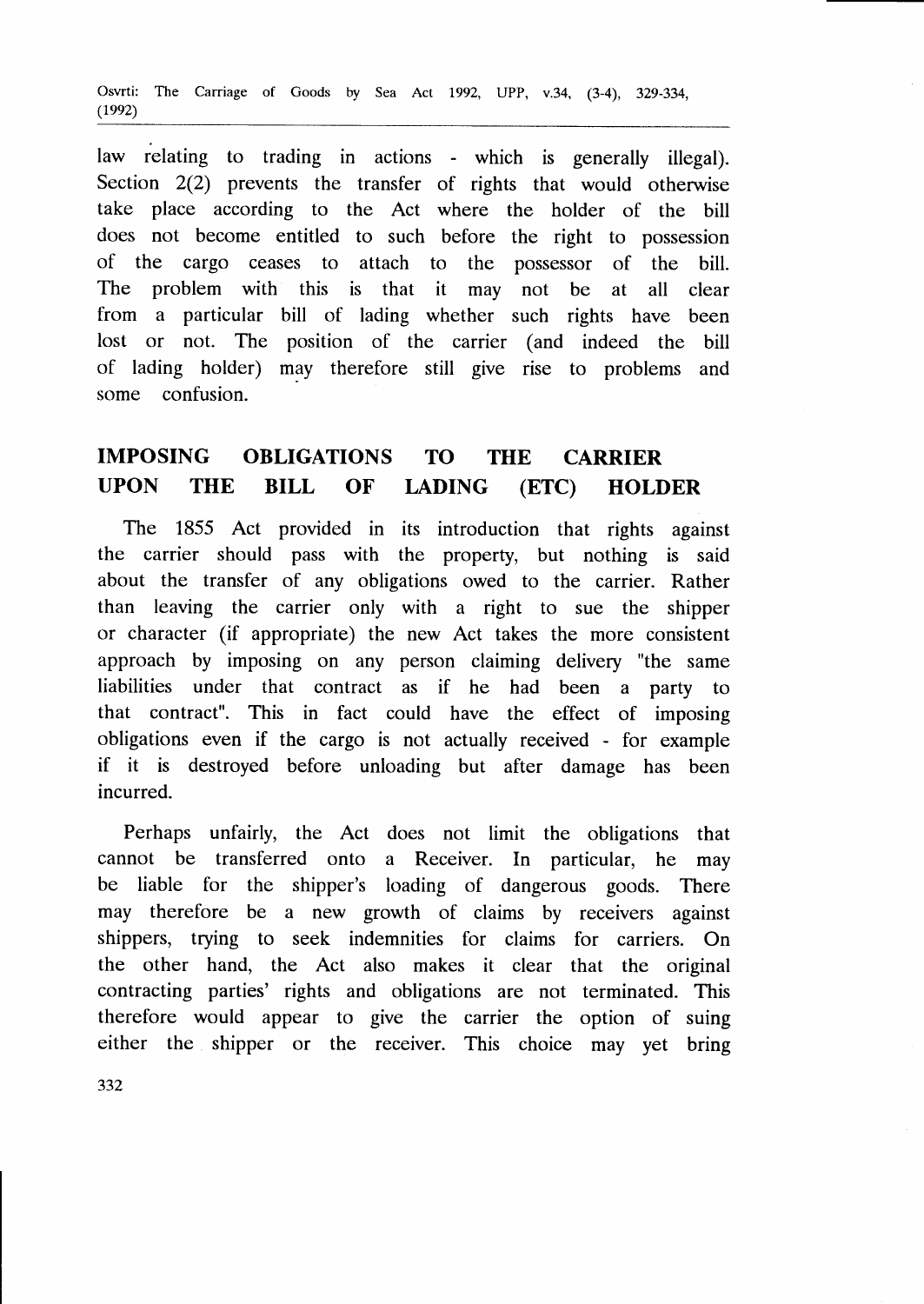law relating to trading in actions - which is generally illegal). Section 2(2) prevents the transfer of rights that would otherwise take place according to the Act where the holder of the bill does not become entitled to such before the right to possession of the cargo ceases to attach to the possessor of the bill. The problem with this is that it may not be at all clear from a particular bill of lading whether such rights have been lost or not. The position of the carrier (and indeed the bill of lading holder) may therefore still give rise to problems and some confusion.

## IMPOSING OBLIGATIONS TO THE CARRIER UPON THE BILL OF LADING (ETC) HOLDER

The 1855 Act provided in its introduction that rights against the carrier should pass with the property, but nothing is said about the transfer of any obligations owed to the carrier. Rather than leaving the carrier only with a right to sue the shipper or character (if appropriate) the new Act takes the more consistent approach by imposing on any person claiming delivery "the same liabilities under that contract as if he had been a party to that contract". This in fact could have the effect of imposing obligations even if the cargo is not actually received - for example if it is destroyed before unloading but after damage has been incurred.

Perhaps unfairly, the Act does not limit the obligations that cannot be transferred onto a Receiver. In particular, he may be liable for the shipper's loading of dangerous goods. There may therefore be a new growth of claims by receivers against shippers, trying to seek indemnities for claims for carriers. On the other hand, the Act also makes it clear that the original contracting parties' rights and obligations are not terminated. This therefore would appear to give the carrier the option of suing either the shipper or the receiver. This choice may yet bring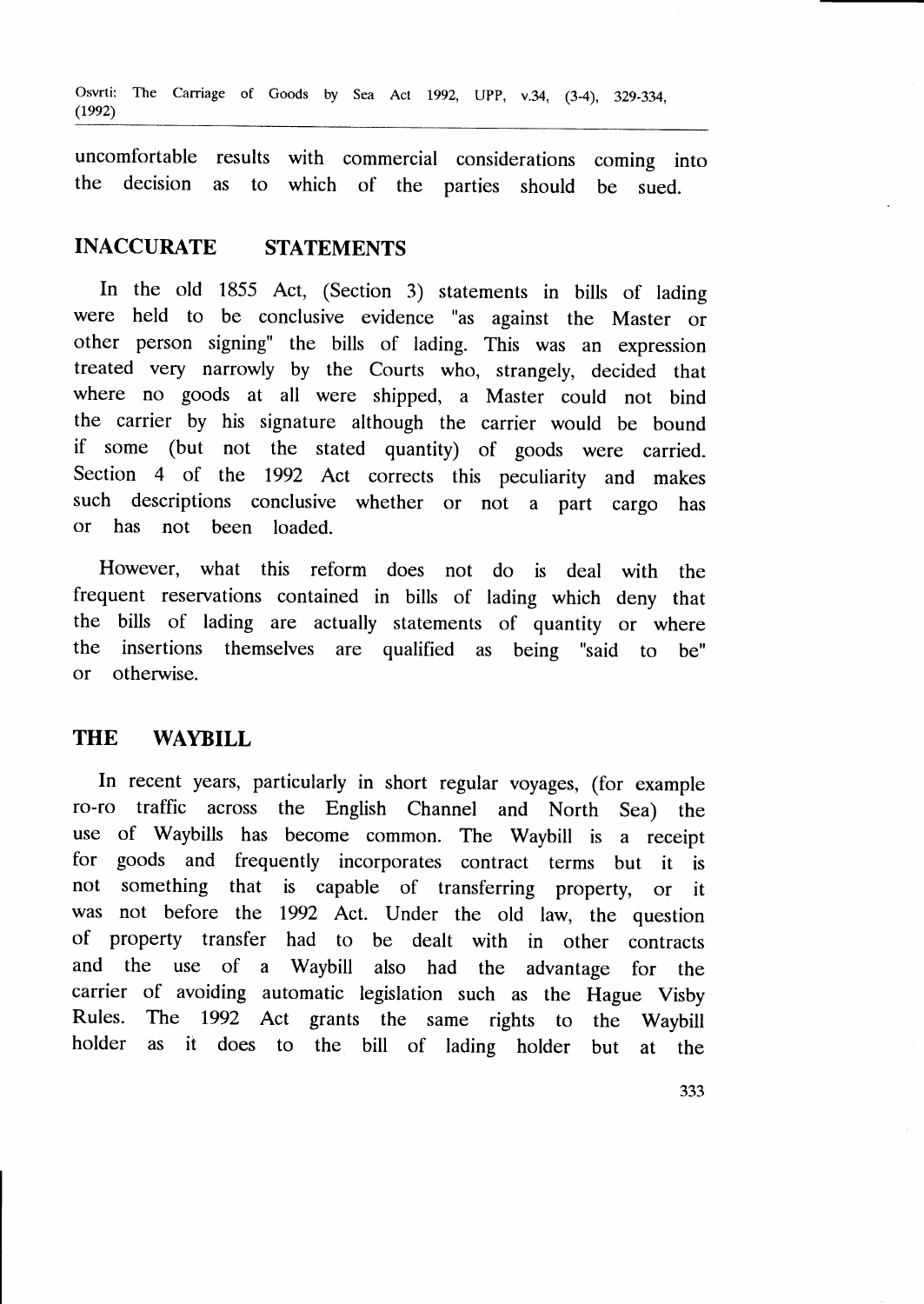uncomfortable results with commercial considerations coming into the decision as to which of the parties should be sued.

## INACCURATE STATEMENTS

In the old 1855 Act, (Section 3) statements in bills of lading were held to be conclusive evidence "as against the Master or other person signing" the bills of lading. This was an expression treated very narrowly by the Courts who, strangely, decided that where no goods at all were shipped, a Master could not bind the carrier by his signature although the carrier would be bound if some (but not the stated quantity) of goods were carried. Section 4 of the 1992 Act corrects this peculiarity and makes such descriptions conclusive whether or not a part cargo has or has not been loaded.

However, what this reform does not do is deal with the frequent reservations contained in bills of lading which deny that the bills of lading are actually statements of quantity or where the insertions themselves are qualified as being "said to be" or otherwise.

## THE WAYBILL

In recent years, particularly in short regular voyages, (for example ro-ro traffic across the English Channel and North Sea) the use of Waybills has become common. The Waybill is a receipt for goods and frequently incorporates contract terms but it is not something that is capable of transferring property, or it was not before the 1992 Act. Under the old law, the question of property transfer had to be dealt with in other contracts and the use of a Waybill also had the advantage for the carrier of avoiding automatic legislation such as the Hague Visby Rules. The 1992 Act grants the same rights to the Waybill holder as it does to the bill of lading holder but at the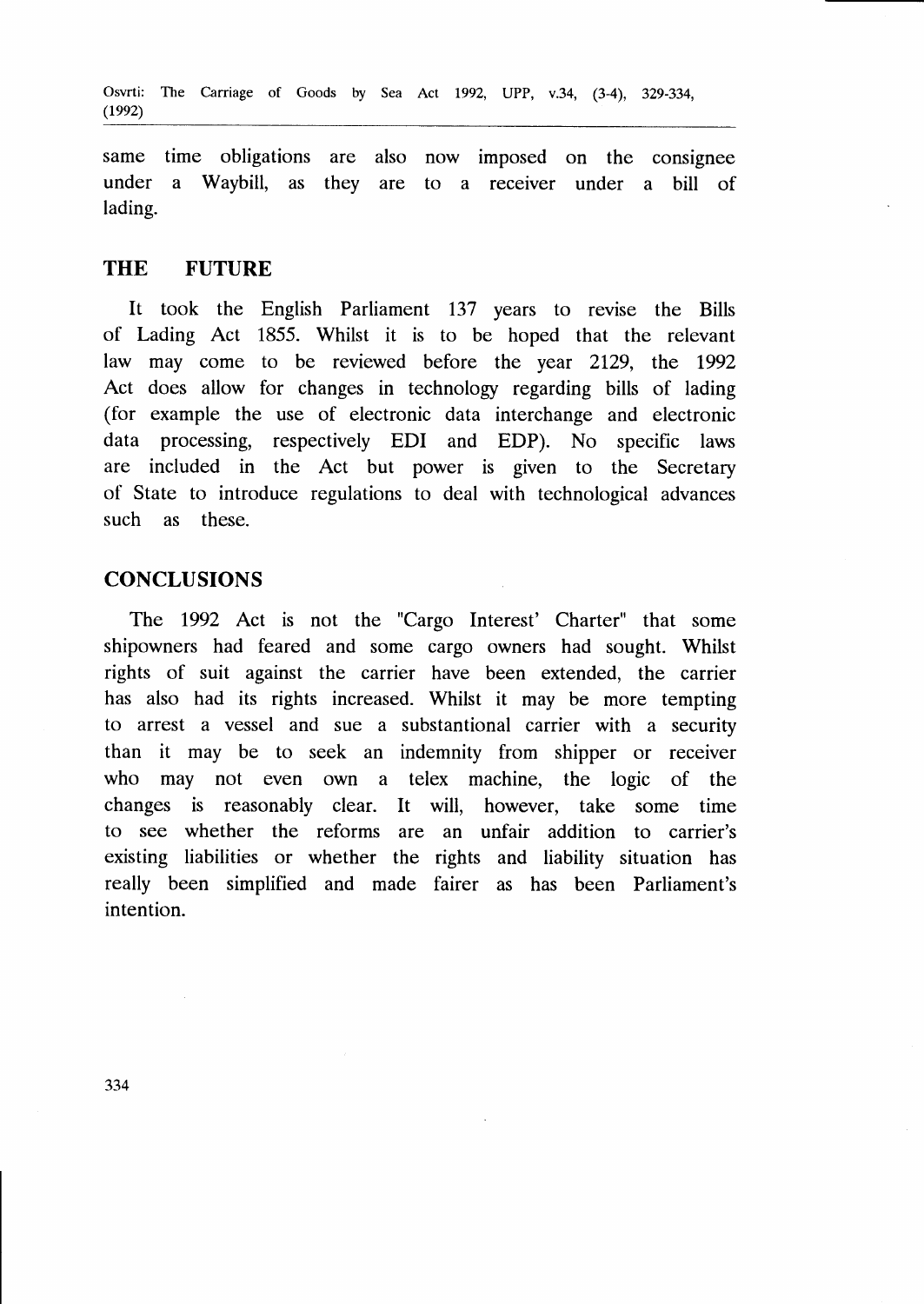same time obligations are also now imposed on the consignee under a Waybill, as they are to a receiver under a bill of lading.

## THE FUTURE

It took the English Parliament 137 years to revise the Bills of Lading Act 1855. Whilst it is to be hoped that the relevant law may come to be reviewed before the year 2129, the 1992 Act does allow for changes in technology regarding bills of lading (for example the use of electronic data interchange and electronic data processing, respectively EDI and EDP). No specific laws are included in the Act but power is given to the Secretary of State to introduce regulations to deal with technological advances such as these.

## CONCLUSIONS

The 1992 Act is not the "Cargo Interest' Charter" that some shipowners had feared and some cargo owners had sought. Whilst rights of suit against the carrier have been extended, the carrier has also had its rights increased. Whilst it may be more tempting to arrest a vessel and sue a substantional carrier with a security than it may be to seek an indemnity from shipper or receiver who may not even own a telex machine, the logic of the changes is reasonably clear. It will, however, take some time to see whether the reforms are an unfair addition to carrier's existing liabilities or whether the rights and liability situation has really been simplified and made fairer as has been Parliament's intention.